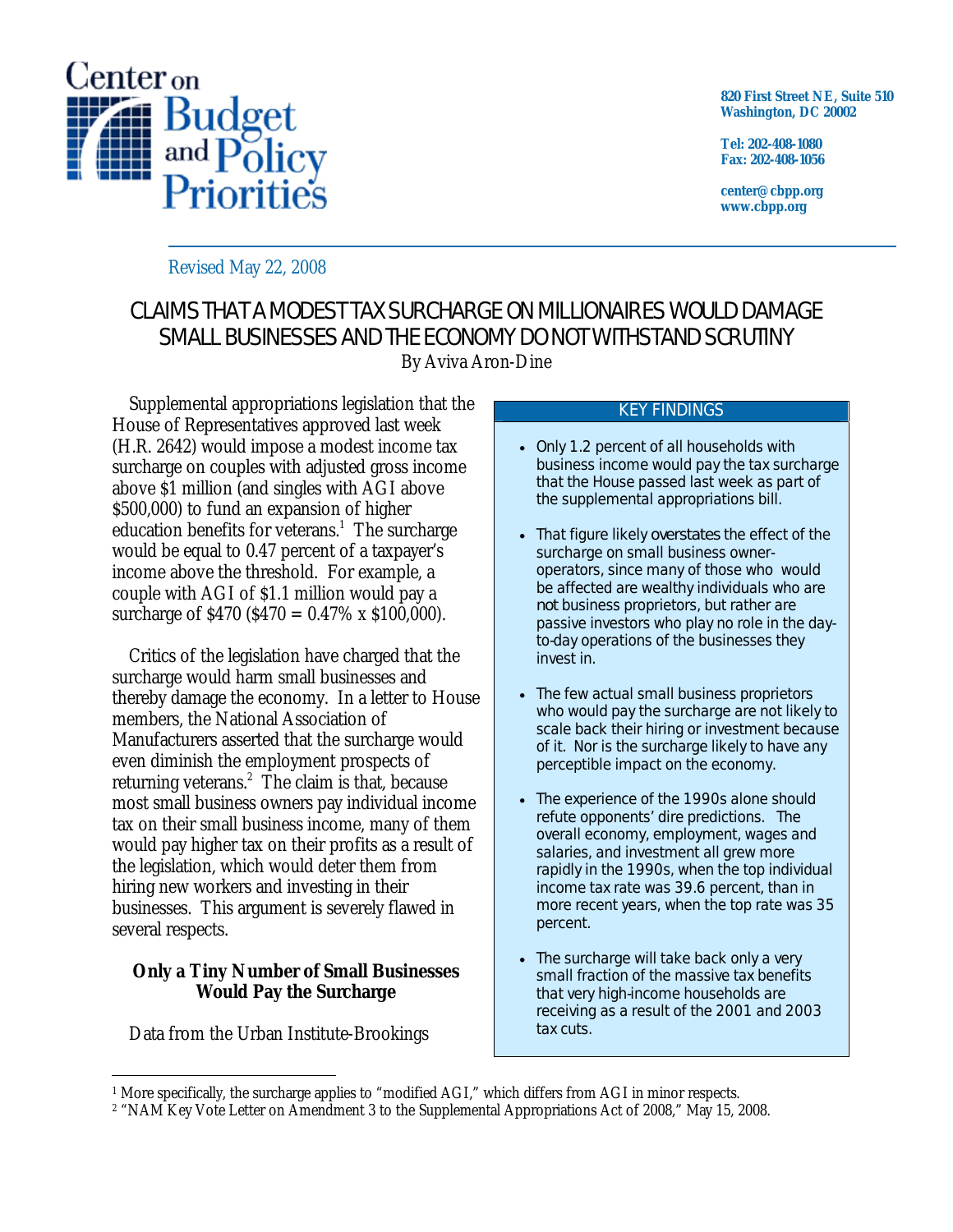Center on Budget and Policy Priorities

820 First Street NE, Suite 510
Washington, DC 20002

Tel: 202-408-1080
Fax: 202-408-1056

center@cbpp.org
www.cbpp.org

Revised May 22, 2008

# CLAIMS THAT A MODEST TAX SURCHARGE ON MILLIONAIRES WOULD DAMAGE SMALL BUSINESSES AND THE ECONOMY DO NOT WITHSTAND SCRUTINY

By Aviva Aron-Dine

Supplemental appropriations legislation that the House of Representatives approved last week (H.R. 2642) would impose a modest income tax surcharge on couples with adjusted gross income above $1 million (and singles with AGI above $500,000) to fund an expansion of higher education benefits for veterans.[1] The surcharge would be equal to 0.47 percent of a taxpayer's income above the threshold. For example, a couple with AGI of $1.1 million would pay a surcharge of $470 ($470 = 0.47% x $100,000).

Critics of the legislation have charged that the surcharge would harm small businesses and thereby damage the economy. In a letter to House members, the National Association of Manufacturers asserted that the surcharge would even diminish the employment prospects of returning veterans.[2] The claim is that, because most small business owners pay individual income tax on their small business income, many of them would pay higher tax on their profits as a result of the legislation, which would deter them from hiring new workers and investing in their businesses. This argument is severely flawed in several respects.

## KEY FINDINGS

- Only 1.2 percent of all households with business income would pay the tax surcharge that the House passed last week as part of the supplemental appropriations bill.
- That figure likely overstates the effect of the surcharge on small business owner-operators, since many of those who would be affected are wealthy individuals who are not business proprietors, but rather are passive investors who play no role in the day-to-day operations of the businesses they invest in.
- The few actual small business proprietors who would pay the surcharge are not likely to scale back their hiring or investment because of it. Nor is the surcharge likely to have any perceptible impact on the economy.
- The experience of the 1990s alone should refute opponents' dire predictions. The overall economy, employment, wages and salaries, and investment all grew more rapidly in the 1990s, when the top individual income tax rate was 39.6 percent, than in more recent years, when the top rate was 35 percent.
- The surcharge will take back only a very small fraction of the massive tax benefits that very high-income households are receiving as a result of the 2001 and 2003 tax cuts.

### Only a Tiny Number of Small Businesses Would Pay the Surcharge

Data from the Urban Institute-Brookings

---

[1] More specifically, the surcharge applies to "modified AGI," which differs from AGI in minor respects.

[2] "NAM Key Vote Letter on Amendment 3 to the Supplemental Appropriations Act of 2008," May 15, 2008.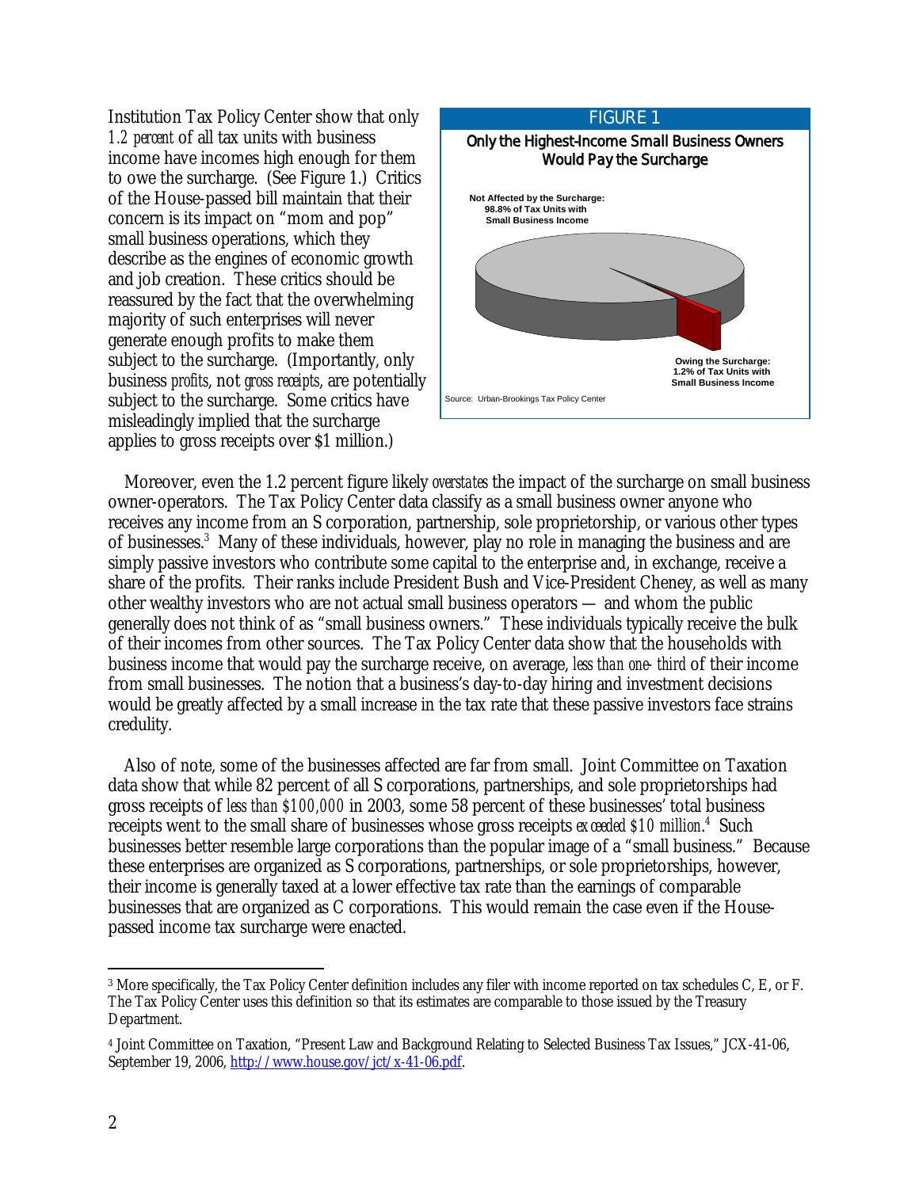Institution Tax Policy Center show that only *1.2 percent* of all tax units with business income have incomes high enough for them to owe the surcharge. (See Figure 1.) Critics of the House-passed bill maintain that their concern is its impact on "mom and pop" small business operations, which they describe as the engines of economic growth and job creation. These critics should be reassured by the fact that the overwhelming majority of such enterprises will never generate enough profits to make them subject to the surcharge. (Importantly, only business *profits*, not *gross receipts*, are potentially subject to the surcharge. Some critics have misleadingly implied that the surcharge applies to gross receipts over $1 million.)

**FIGURE 1**

**Only the Highest-Income Small Business Owners Would Pay the Surcharge**

Not Affected by the Surcharge: 98.8% of Tax Units with Small Business Income

Owing the Surcharge: 1.2% of Tax Units with Small Business Income

Source: Urban-Brookings Tax Policy Center

Moreover, even the 1.2 percent figure likely *overstates* the impact of the surcharge on small business owner-operators. The Tax Policy Center data classify as a small business owner anyone who receives any income from an S corporation, partnership, sole proprietorship, or various other types of businesses.[3] Many of these individuals, however, play no role in managing the business and are simply passive investors who contribute some capital to the enterprise and, in exchange, receive a share of the profits. Their ranks include President Bush and Vice-President Cheney, as well as many other wealthy investors who are not actual small business operators — and whom the public generally does not think of as "small business owners." These individuals typically receive the bulk of their incomes from other sources. The Tax Policy Center data show that the households with business income that would pay the surcharge receive, on average, *less than one-third* of their income from small businesses. The notion that a business's day-to-day hiring and investment decisions would be greatly affected by a small increase in the tax rate that these passive investors face strains credulity.

Also of note, some of the businesses affected are far from small. Joint Committee on Taxation data show that while 82 percent of all S corporations, partnerships, and sole proprietorships had gross receipts of *less than $100,000* in 2003, some 58 percent of these businesses' total business receipts went to the small share of businesses whose gross receipts *exceeded $10 million*.[4] Such businesses better resemble large corporations than the popular image of a "small business." Because these enterprises are organized as S corporations, partnerships, or sole proprietorships, however, their income is generally taxed at a lower effective tax rate than the earnings of comparable businesses that are organized as C corporations. This would remain the case even if the House-passed income tax surcharge were enacted.

---

[3] More specifically, the Tax Policy Center definition includes any filer with income reported on tax schedules C, E, or F. The Tax Policy Center uses this definition so that its estimates are comparable to those issued by the Treasury Department.

[4] Joint Committee on Taxation, "Present Law and Background Relating to Selected Business Tax Issues," JCX-41-06, September 19, 2006, http://www.house.gov/jct/x-41-06.pdf.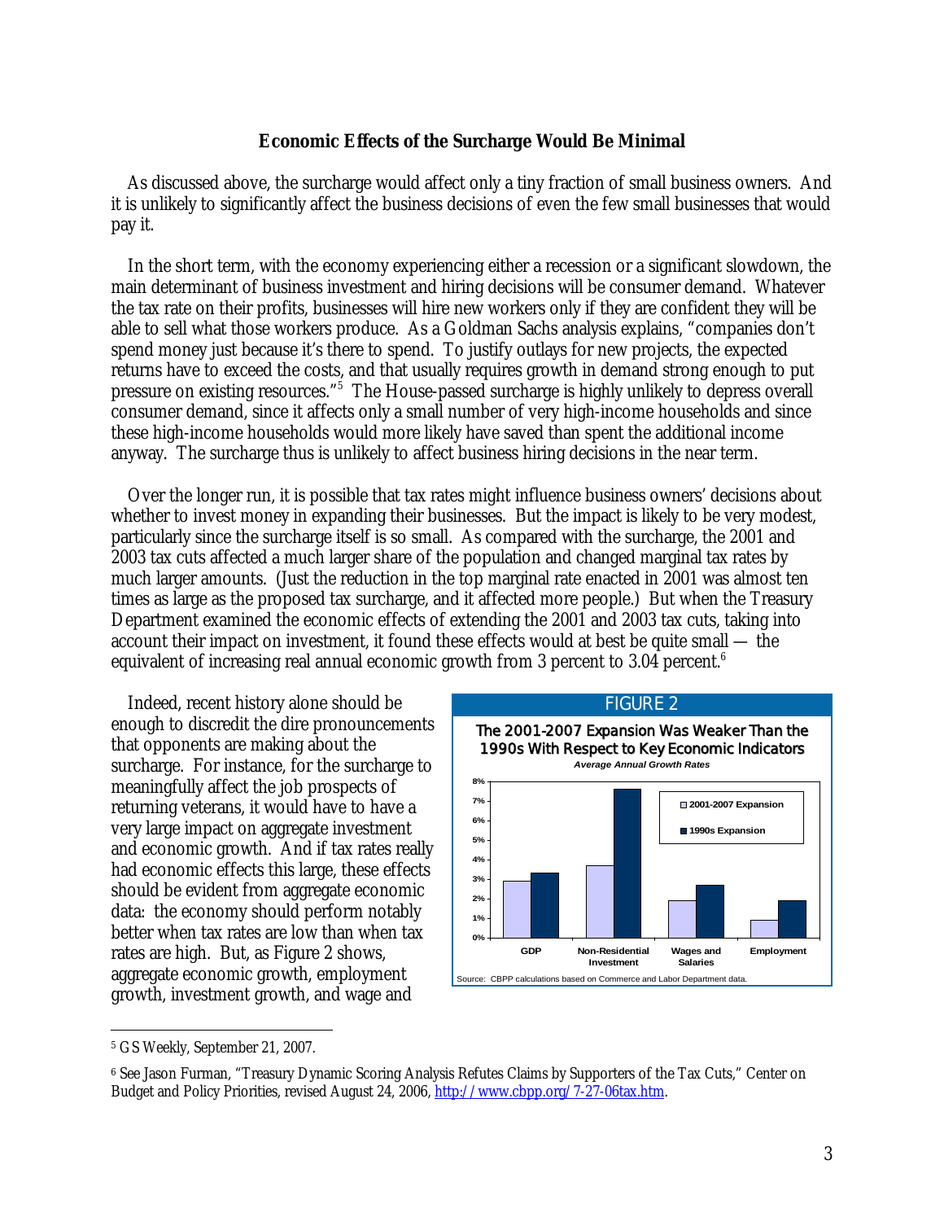### Economic Effects of the Surcharge Would Be Minimal

As discussed above, the surcharge would affect only a tiny fraction of small business owners. And it is unlikely to significantly affect the business decisions of even the few small businesses that would pay it.

In the short term, with the economy experiencing either a recession or a significant slowdown, the main determinant of business investment and hiring decisions will be consumer demand. Whatever the tax rate on their profits, businesses will hire new workers only if they are confident they will be able to sell what those workers produce. As a Goldman Sachs analysis explains, "companies don't spend money just because it's there to spend. To justify outlays for new projects, the expected returns have to exceed the costs, and that usually requires growth in demand strong enough to put pressure on existing resources."[5] The House-passed surcharge is highly unlikely to depress overall consumer demand, since it affects only a small number of very high-income households and since these high-income households would more likely have saved than spent the additional income anyway. The surcharge thus is unlikely to affect business hiring decisions in the near term.

Over the longer run, it is possible that tax rates might influence business owners' decisions about whether to invest money in expanding their businesses. But the impact is likely to be very modest, particularly since the surcharge itself is so small. As compared with the surcharge, the 2001 and 2003 tax cuts affected a much larger share of the population and changed marginal tax rates by much larger amounts. (Just the reduction in the top marginal rate enacted in 2001 was almost ten times as large as the proposed tax surcharge, and it affected more people.) But when the Treasury Department examined the economic effects of extending the 2001 and 2003 tax cuts, taking into account their impact on investment, it found these effects would at best be quite small — the equivalent of increasing real annual economic growth from 3 percent to 3.04 percent.[6]

Indeed, recent history alone should be enough to discredit the dire pronouncements that opponents are making about the surcharge. For instance, for the surcharge to meaningfully affect the job prospects of returning veterans, it would have to have a very large impact on aggregate investment and economic growth. And if tax rates really had economic effects this large, these effects should be evident from aggregate economic data: the economy should perform notably better when tax rates are low than when tax rates are high. But, as Figure 2 shows, aggregate economic growth, employment growth, investment growth, and wage and

**FIGURE 2**

**The 2001-2007 Expansion Was Weaker Than the 1990s With Respect to Key Economic Indicators**

*Average Annual Growth Rates*

| | 2001-2007 Expansion | 1990s Expansion |
|---|---|---|
| GDP | ~2.9% | ~3.3% |
| Non-Residential Investment | ~3.7% | ~7.6% |
| Wages and Salaries | ~1.9% | ~2.7% |
| Employment | ~0.9% | ~1.9% |

Source: CBPP calculations based on Commerce and Labor Department data.

---

[5] GS Weekly, September 21, 2007.

[6] See Jason Furman, "Treasury Dynamic Scoring Analysis Refutes Claims by Supporters of the Tax Cuts," Center on Budget and Policy Priorities, revised August 24, 2006, http://www.cbpp.org/7-27-06tax.htm.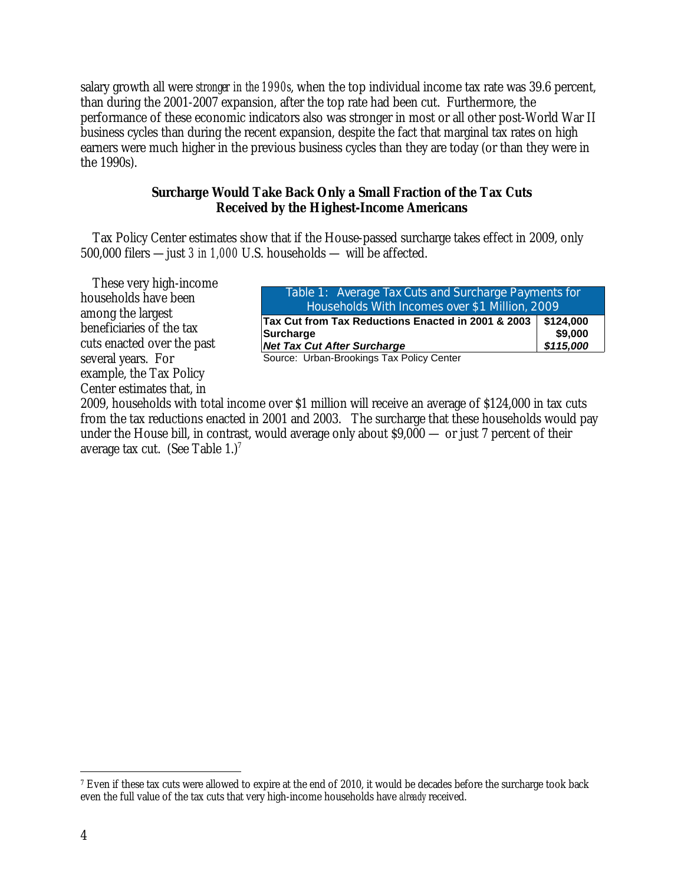salary growth all were *stronger in the 1990s*, when the top individual income tax rate was 39.6 percent, than during the 2001-2007 expansion, after the top rate had been cut. Furthermore, the performance of these economic indicators also was stronger in most or all other post-World War II business cycles than during the recent expansion, despite the fact that marginal tax rates on high earners were much higher in the previous business cycles than they are today (or than they were in the 1990s).

### Surcharge Would Take Back Only a Small Fraction of the Tax Cuts Received by the Highest-Income Americans

Tax Policy Center estimates show that if the House-passed surcharge takes effect in 2009, only 500,000 filers — just *3 in 1,000* U.S. households — will be affected.

These very high-income households have been among the largest beneficiaries of the tax cuts enacted over the past several years. For example, the Tax Policy Center estimates that, in 2009, households with total income over $1 million will receive an average of $124,000 in tax cuts from the tax reductions enacted in 2001 and 2003. The surcharge that these households would pay under the House bill, in contrast, would average only about $9,000 — or just 7 percent of their average tax cut. (See Table 1.)[7]

**Table 1: Average Tax Cuts and Surcharge Payments for Households With Incomes over $1 Million, 2009**

| | |
|---|---|
| **Tax Cut from Tax Reductions Enacted in 2001 & 2003** | **$124,000** |
| **Surcharge** | **$9,000** |
| ***Net Tax Cut After Surcharge*** | ***$115,000*** |

Source: Urban-Brookings Tax Policy Center

[7] Even if these tax cuts were allowed to expire at the end of 2010, it would be decades before the surcharge took back even the full value of the tax cuts that very high-income households have *already* received.